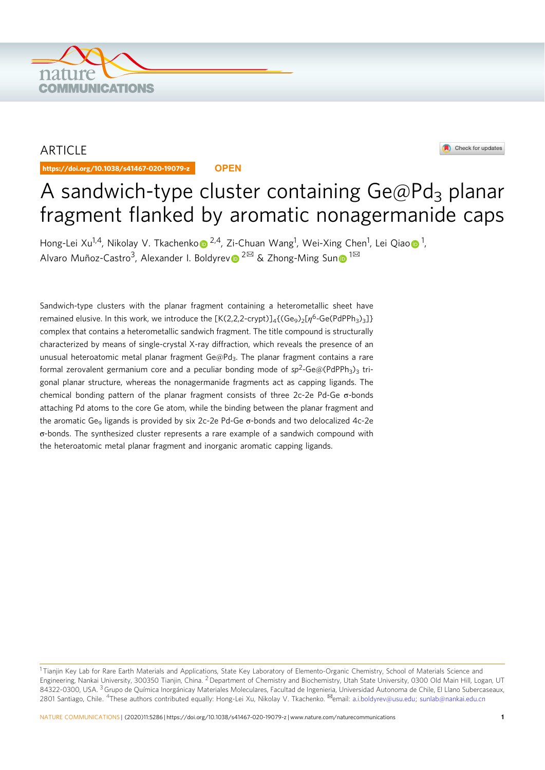ARTICLE

https://doi.org/10.1038/s41467-020-19079-z **OPEN**

# A sandwich-type cluster containing Ge@$Pd_3$ planar fragment flanked by aromatic nonagermanide caps

Hong-Lei Xu[1,4], Nikolay V. Tkachenko[2,4], Zi-Chuan Wang[1], Wei-Xing Chen[1], Lei Qiao[1], Alvaro Muñoz-Castro[3], Alexander I. Boldyrev[2]✉ & Zhong-Ming Sun[1]✉

Sandwich-type clusters with the planar fragment containing a heterometallic sheet have remained elusive. In this work, we introduce the $[K(2,2,2\text{-crypt})]_4\{(Ge_9)_2[\eta^6\text{-}Ge(PdPPh_3)_3]\}$ complex that contains a heterometallic sandwich fragment. The title compound is structurally characterized by means of single-crystal X-ray diffraction, which reveals the presence of an unusual heteroatomic metal planar fragment Ge@$Pd_3$. The planar fragment contains a rare formal zerovalent germanium core and a peculiar bonding mode of $sp^2$-Ge@$(PdPPh_3)_3$ trigonal planar structure, whereas the nonagermanide fragments act as capping ligands. The chemical bonding pattern of the planar fragment consists of three 2c-2e Pd-Ge σ-bonds attaching Pd atoms to the core Ge atom, while the binding between the planar fragment and the aromatic $Ge_9$ ligands is provided by six 2c-2e Pd-Ge σ-bonds and two delocalized 4c-2e σ-bonds. The synthesized cluster represents a rare example of a sandwich compound with the heteroatomic metal planar fragment and inorganic aromatic capping ligands.

---

[1] Tianjin Key Lab for Rare Earth Materials and Applications, State Key Laboratory of Elemento-Organic Chemistry, School of Materials Science and Engineering, Nankai University, 300350 Tianjin, China. [2] Department of Chemistry and Biochemistry, Utah State University, 0300 Old Main Hill, Logan, UT 84322-0300, USA. [3] Grupo de Química Inorgánicay Materiales Moleculares, Facultad de Ingenieria, Universidad Autonoma de Chile, El Llano Subercaseaux, 2801 Santiago, Chile. [4] These authors contributed equally: Hong-Lei Xu, Nikolay V. Tkachenko. ✉email: a.i.boldyrev@usu.edu; sunlab@nankai.edu.cn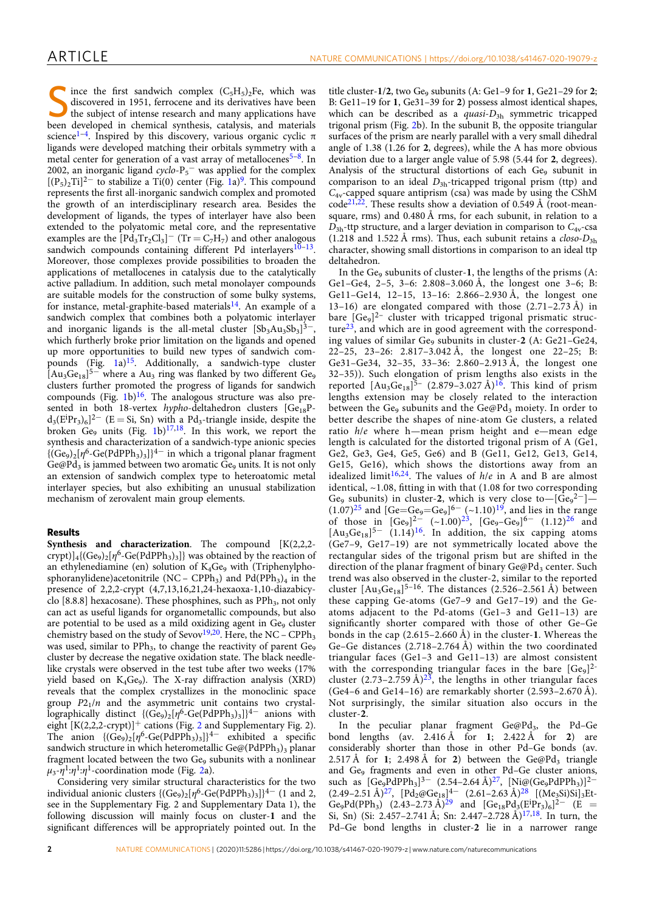Since the first sandwich complex $(C_5H_5)_2Fe$, which was discovered in 1951, ferrocene and its derivatives have been the subject of intense research and many applications have been developed in chemical synthesis, catalysis, and materials science[1–4]. Inspired by this discovery, various organic cyclic π ligands were developed matching their orbitals symmetry with a metal center for generation of a vast array of metallocenes[5–8]. In 2002, an inorganic ligand *cyclo*-$P_5^-$ was applied for the complex $[(P_5)_2Ti]^{2-}$ to stabilize a Ti(0) center (Fig. 1a)[9]. This compound represents the first all-inorganic sandwich complex and promoted the growth of an interdisciplinary research area. Besides the development of ligands, the types of interlayer have also been extended to the polyatomic metal core, and the representative examples are the $[Pd_3Tr_2Cl_3]^-$ (Tr = $C_7H_7$) and other analogous sandwich compounds containing different Pd interlayers[10–13]. Moreover, those complexes provide possibilities to broaden the applications of metallocenes in catalysis due to the catalytically active palladium. In addition, such metal monolayer compounds are suitable models for the construction of some bulky systems, for instance, metal-graphite-based materials[14]. An example of a sandwich complex that combines both a polyatomic interlayer and inorganic ligands is the all-metal cluster $[Sb_3Au_3Sb_3]^{3-}$, which furtherly broke prior limitation on the ligands and opened up more opportunities to build new types of sandwich compounds (Fig. 1a)[15]. Additionally, a sandwich-type cluster $[Au_3Ge_{18}]^{5-}$ where a $Au_3$ ring was flanked by two different $Ge_9$ clusters further promoted the progress of ligands for sandwich compounds (Fig. 1b)[16]. The analogous structure was also presented in both 18-vertex *hypo*-deltahedron clusters $[Ge_{18}Pd_3(E^iPr_3)_6]^{2-}$ (E = Si, Sn) with a $Pd_3$-triangle inside, despite the broken $Ge_9$ units (Fig. 1b)[17,18]. In this work, we report the synthesis and characterization of a sandwich-type anionic species $\{(Ge_9)_2[\eta^6\text{-}Ge(PdPPh_3)_3]\}^{4-}$ in which a trigonal planar fragment $Ge@Pd_3$ is jammed between two aromatic $Ge_9$ units. It is not only an extension of sandwich complex type to heteroatomic metal interlayer species, but also exhibiting an unusual stabilization mechanism of zerovalent main group elements.

## Results

**Synthesis and characterization**. The compound $[K(2,2,2\text{-crypt})]_4\{(Ge_9)_2[\eta^6\text{-}Ge(PdPPh_3)_3]\}$ was obtained by the reaction of an ethylenediamine (en) solution of $K_4Ge_9$ with (Triphenylphosphoranylidene)acetonitrile ($NC-CPPh_3$) and $Pd(PPh_3)_4$ in the presence of 2,2,2-crypt (4,7,13,16,21,24-hexaoxa-1,10-diazabicyclo [8.8.8] hexacosane). These phosphines, such as $PPh_3$, not only can act as useful ligands for organometallic compounds, but also are potential to be used as a mild oxidizing agent in $Ge_9$ cluster chemistry based on the study of Sevov[19,20]. Here, the $NC-CPPh_3$ was used, similar to $PPh_3$, to change the reactivity of parent $Ge_9$ cluster by decrease the negative oxidation state. The black needle-like crystals were observed in the test tube after two weeks (17% yield based on $K_4Ge_9$). The X-ray diffraction analysis (XRD) reveals that the complex crystallizes in the monoclinic space group $P2_1/n$ and the asymmetric unit contains two crystallographically distinct $\{(Ge_9)_2[\eta^6\text{-}Ge(PdPPh_3)_3]\}^{4-}$ anions with eight $[K(2,2,2\text{-crypt})]^+$ cations (Fig. 2 and Supplementary Fig. 2). The anion $\{(Ge_9)_2[\eta^6\text{-}Ge(PdPPh_3)_3]\}^{4-}$ exhibited a specific sandwich structure in which heterometallic $Ge@(PdPPh_3)_3$ planar fragment located between the two $Ge_9$ subunits with a nonlinear $\mu_3\text{-}\eta^1{:}\eta^1{:}\eta^1$-coordination mode (Fig. 2a).

Considering very similar structural characteristics for the two individual anionic clusters $\{(Ge_9)_2[\eta^6\text{-}Ge(PdPPh_3)_3]\}^{4-}$ (**1** and **2**, see in the Supplementary Fig. 2 and Supplementary Data 1), the following discussion will mainly focus on cluster-**1** and the significant differences will be appropriately pointed out. In the title cluster-**1**/**2**, two $Ge_9$ subunits (A: Ge1–9 for **1**, Ge21–29 for **2**; B: Ge11–19 for **1**, Ge31–39 for **2**) possess almost identical shapes, which can be described as a *quasi*-$D_{3h}$ symmetric tricapped trigonal prism (Fig. 2b). In the subunit B, the opposite triangular surfaces of the prism are nearly parallel with a very small dihedral angle of 1.38 (1.26 for **2**, degrees), while the A has more obvious deviation due to a larger angle value of 5.98 (5.44 for **2**, degrees). Analysis of the structural distortions of each $Ge_9$ subunit in comparison to an ideal $D_{3h}$-tricapped trigonal prism (ttp) and $C_{4v}$-capped square antiprism (csa) was made by using the CShM code[21,22]. These results show a deviation of 0.549 Å (root-mean-square, rms) and 0.480 Å rms, for each subunit, in relation to a $D_{3h}$-ttp structure, and a larger deviation in comparison to $C_{4v}$-csa (1.218 and 1.522 Å rms). Thus, each subunit retains a *closo*-$D_{3h}$ character, showing small distortions in comparison to an ideal ttp deltahedron.

In the $Ge_9$ subunits of cluster-**1**, the lengths of the prisms (A: Ge1–Ge4, 2–5, 3–6: 2.808–3.060 Å, the longest one 3–6; B: Ge11–Ge14, 12–15, 13–16: 2.866–2.930 Å, the longest one 13–16) are elongated compared with those (2.71–2.73 Å) in bare $[Ge_9]^{2-}$ cluster with tricapped trigonal prismatic structure[23], and which are in good agreement with the corresponding values of similar $Ge_9$ subunits in cluster-**2** (A: Ge21–Ge24, 22–25, 23–26: 2.817–3.042 Å, the longest one 22–25; B: Ge31–Ge34, 32–35, 33–36: 2.860–2.913 Å, the longest one 32–35)). Such elongation of prism lengths also exists in the reported $[Au_3Ge_{18}]^{5-}$ (2.879–3.027 Å)[16]. This kind of prism lengths extension may be closely related to the interaction between the $Ge_9$ subunits and the $Ge@Pd_3$ moiety. In order to better describe the shapes of nine-atom Ge clusters, a related ratio $h/e$ where h—mean prism height and e—mean edge length is calculated for the distorted trigonal prism of A (Ge1, Ge2, Ge3, Ge4, Ge5, Ge6) and B (Ge11, Ge12, Ge13, Ge14, Ge15, Ge16), which shows the distortions away from an idealized limit[16,24]. The values of $h/e$ in A and B are almost identical, ~1.08, fitting in with that (1.08 for two corresponding $Ge_9$ subunits) in cluster-**2**, which is very close to—$[Ge_9{}^{2-}]$—(1.07)[25] and $[Ge{=}Ge_9{=}Ge_9]^{6-}$ (~1.10)[19], and lies in the range of those in $[Ge_9]^{2-}$ (~1.00)[23], $[Ge_9\text{–}Ge_9]^{6-}$ (1.12)[26] and $[Au_3Ge_{18}]^{5-}$ (1.14)[16]. In addition, the six capping atoms (Ge7–9, Ge17–19) are not symmetrically located above the rectangular sides of the trigonal prism but are shifted in the direction of the planar fragment of binary $Ge@Pd_3$ center. Such trend was also observed in the cluster-**2**, similar to the reported cluster $[Au_3Ge_{18}]^{5-16}$. The distances (2.526–2.561 Å) between these capping Ge-atoms (Ge7–9 and Ge17–19) and the Ge-atoms adjacent to the Pd-atoms (Ge1–3 and Ge11–13) are significantly shorter compared with those of other Ge–Ge bonds in the cage (2.615–2.660 Å) in the cluster-**1**. Whereas the Ge–Ge distances (2.718–2.764 Å) within the two coordinated triangular faces (Ge1–3 and Ge11–13) are almost consistent with the corresponding triangular faces in the bare $[Ge_9]^{2-}$ cluster (2.73–2.759 Å)[23], the lengths in other triangular faces (Ge4–6 and Ge14–16) are remarkably shorter (2.593–2.670 Å). Not surprisingly, the similar situation also occurs in the cluster-**2**.

In the peculiar planar fragment $Ge@Pd_3$, the Pd–Ge bond lengths (av. 2.416 Å for **1**; 2.422 Å for **2**) are considerably shorter than those in other Pd–Ge bonds (av. 2.517 Å for **1**; 2.498 Å for **2**) between the $Ge@Pd_3$ triangle and $Ge_9$ fragments and even in other Pd–Ge cluster anions, such as $[Ge_9PdPPh_3]^{3-}$ (2.54–2.64 Å)[27], $[Ni@(Ge_9PdPPh_3)]^{2-}$ (2.49–2.51 Å)[27], $[Pd_2@Ge_{18}]^{4-}$ (2.61–2.63 Å)[28] $[(Me_3Si)Si]_3EtGe_9Pd(PPh_3)$ (2.43–2.73 Å)[29] and $[Ge_{18}Pd_3(E^iPr_3)_6]^{2-}$ (E = Si, Sn) (Si: 2.457–2.741 Å; Sn: 2.447–2.728 Å)[17,18]. In turn, the Pd–Ge bond lengths in cluster-**2** lie in a narrower range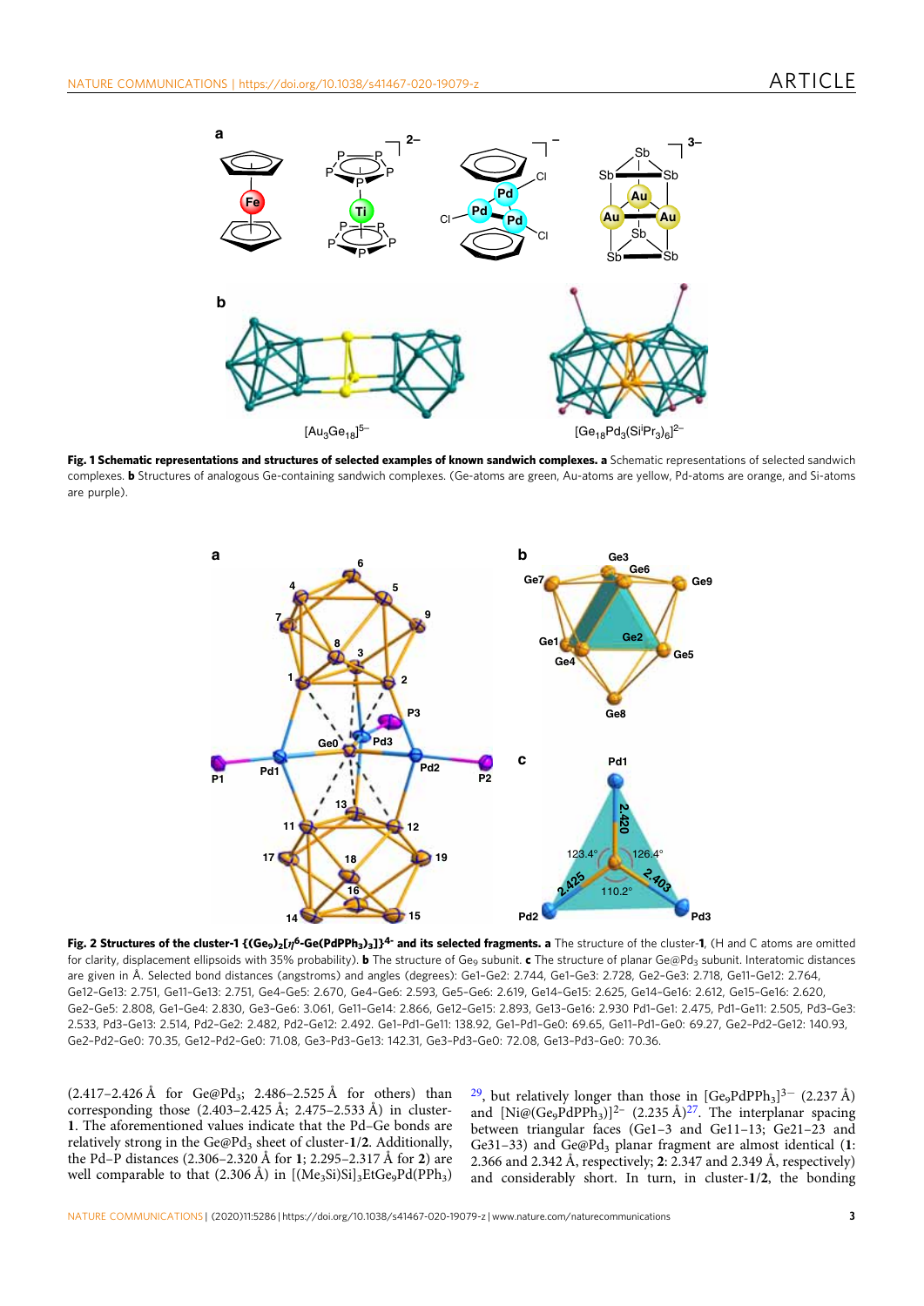**Fig. 1 Schematic representations and structures of selected examples of known sandwich complexes.** **a** Schematic representations of selected sandwich complexes. **b** Structures of analogous Ge-containing sandwich complexes. (Ge-atoms are green, Au-atoms are yellow, Pd-atoms are orange, and Si-atoms are purple).

**Fig. 2 Structures of the cluster-1 $\{(Ge_9)_2[\eta^6\text{-}Ge(PdPPh_3)_3]\}^{4-}$ and its selected fragments.** **a** The structure of the cluster-**1**, (H and C atoms are omitted for clarity, displacement ellipsoids with 35% probability). **b** The structure of $Ge_9$ subunit. **c** The structure of planar $Ge@Pd_3$ subunit. Interatomic distances are given in Å. Selected bond distances (angstroms) and angles (degrees): Ge1–Ge2: 2.744, Ge1–Ge3: 2.728, Ge2–Ge3: 2.718, Ge11–Ge12: 2.764, Ge12–Ge13: 2.751, Ge11–Ge13: 2.751, Ge4–Ge5: 2.670, Ge4–Ge6: 2.593, Ge5–Ge6: 2.619, Ge14–Ge15: 2.625, Ge14–Ge16: 2.612, Ge15–Ge16: 2.620, Ge2–Ge5: 2.808, Ge1–Ge4: 2.830, Ge3–Ge6: 3.061, Ge11–Ge14: 2.866, Ge12–Ge15: 2.893, Ge13–Ge16: 2.930 Pd1–Ge1: 2.475, Pd1–Ge11: 2.505, Pd3–Ge3: 2.533, Pd3–Ge13: 2.514, Pd2–Ge2: 2.482, Pd2–Ge12: 2.492. Ge1–Pd1–Ge11: 138.92, Ge1–Pd1–Ge0: 69.65, Ge11–Pd1–Ge0: 69.27, Ge2–Pd2–Ge12: 140.93, Ge2–Pd2–Ge0: 70.35, Ge12–Pd2–Ge0: 71.08, Ge3–Pd3–Ge13: 142.31, Ge3–Pd3–Ge0: 72.08, Ge13–Pd3–Ge0: 70.36.

(2.417–2.426 Å for $Ge@Pd_3$; 2.486–2.525 Å for others) than corresponding those (2.403–2.425 Å; 2.475–2.533 Å) in cluster-**1**. The aforementioned values indicate that the Pd–Ge bonds are relatively strong in the $Ge@Pd_3$ sheet of cluster-**1**/**2**. Additionally, the Pd–P distances (2.306–2.320 Å for **1**; 2.295–2.317 Å for **2**) are well comparable to that (2.306 Å) in $[(Me_3Si)Si]_3EtGe_9Pd(PPh_3)$ [29], but relatively longer than those in $[Ge_9PdPPh_3]^{3-}$ (2.237 Å) and $[Ni@(Ge_9PdPPh_3)]^{2-}$ (2.235 Å)[27]. The interplanar spacing between triangular faces (Ge1–3 and Ge11–13; Ge21–23 and Ge31–33) and $Ge@Pd_3$ planar fragment are almost identical (**1**: 2.366 and 2.342 Å, respectively; **2**: 2.347 and 2.349 Å, respectively) and considerably short. In turn, in cluster-**1**/**2**, the bonding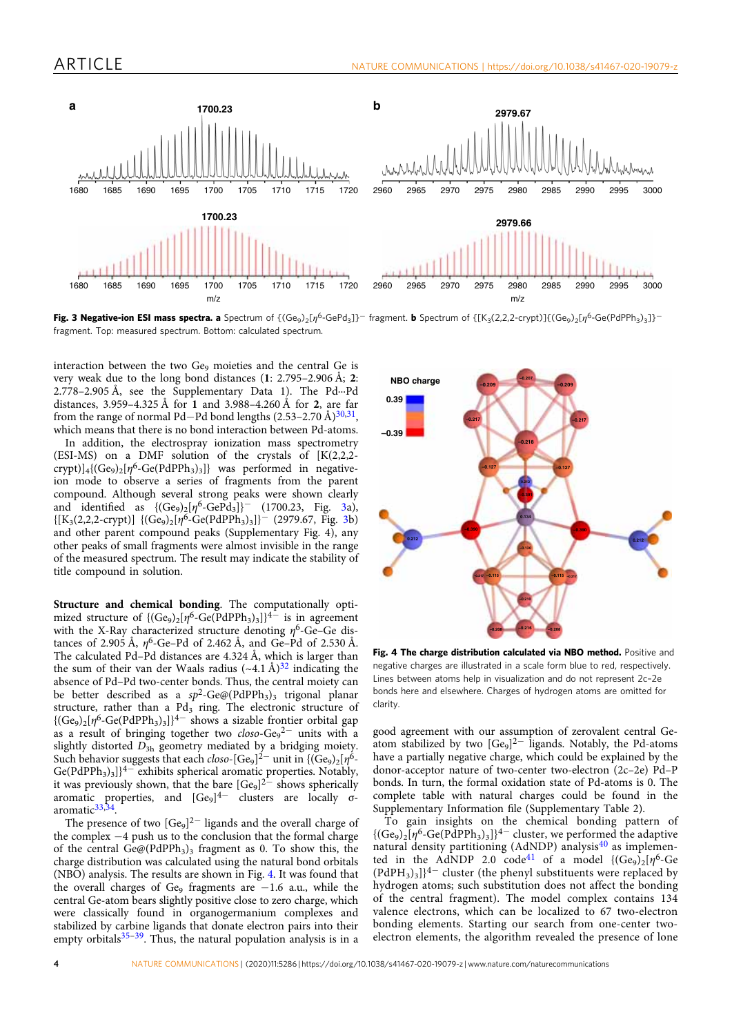**Fig. 3 Negative-ion ESI mass spectra. a** Spectrum of $\{(Ge_9)_2[\eta^6\text{-}GePd_3]\}^-$ fragment. **b** Spectrum of $\{[K_3(2,2,2\text{-crypt})]\{(Ge_9)_2[\eta^6\text{-}Ge(PdPPh_3)_3]\}^-$ fragment. Top: measured spectrum. Bottom: calculated spectrum.

interaction between the two $Ge_9$ moieties and the central Ge is very weak due to the long bond distances (**1**: 2.795–2.906 Å; **2**: 2.778–2.905 Å, see the Supplementary Data 1). The Pd···Pd distances, 3.959–4.325 Å for **1** and 3.988–4.260 Å for **2**, are far from the range of normal Pd—Pd bond lengths (2.53–2.70 Å)[30,31], which means that there is no bond interaction between Pd-atoms.

In addition, the electrospray ionization mass spectrometry (ESI-MS) on a DMF solution of the crystals of $[K(2,2,2\text{-crypt})]_4\{(Ge_9)_2[\eta^6\text{-}Ge(PdPPh_3)_3]\}$ was performed in negative-ion mode to observe a series of fragments from the parent compound. Although several strong peaks were shown clearly and identified as $\{(Ge_9)_2[\eta^6\text{-}GePd_3]\}^-$ (1700.23, Fig. 3a), $\{[K_3(2,2,2\text{-crypt})]\ \{(Ge_9)_2[\eta^6\text{-}Ge(PdPPh_3)_3]\}^-$ (2979.67, Fig. 3b) and other parent compound peaks (Supplementary Fig. 4), any other peaks of small fragments were almost invisible in the range of the measured spectrum. The result may indicate the stability of title compound in solution.

**Structure and chemical bonding**. The computationally optimized structure of $\{(Ge_9)_2[\eta^6\text{-}Ge(PdPPh_3)_3]\}^{4-}$ is in agreement with the X-Ray characterized structure denoting $\eta^6$-Ge–Ge distances of 2.905 Å, $\eta^6$-Ge–Pd of 2.462 Å, and Ge–Pd of 2.530 Å. The calculated Pd–Pd distances are 4.324 Å, which is larger than the sum of their van der Waals radius (~4.1 Å)[32] indicating the absence of Pd–Pd two-center bonds. Thus, the central moiety can be better described as a $sp^2$-Ge@$(PdPPh_3)_3$ trigonal planar structure, rather than a $Pd_3$ ring. The electronic structure of $\{(Ge_9)_2[\eta^6\text{-}Ge(PdPPh_3)_3]\}^{4-}$ shows a sizable frontier orbital gap as a result of bringing together two *closo*-$Ge_9{}^{2-}$ units with a slightly distorted $D_{3h}$ geometry mediated by a bridging moiety. Such behavior suggests that each *closo*-$[Ge_9]^{2-}$ unit in $\{(Ge_9)_2[\eta^6\text{-}Ge(PdPPh_3)_3]\}^{4-}$ exhibits spherical aromatic properties. Notably, it was previously shown, that the bare $[Ge_9]^{2-}$ shows spherically aromatic properties, and $[Ge_9]^{4-}$ clusters are locally σ-aromatic[33,34].

The presence of two $[Ge_9]^{2-}$ ligands and the overall charge of the complex −4 push us to the conclusion that the formal charge of the central Ge@$(PdPPh_3)_3$ fragment as 0. To show this, the charge distribution was calculated using the natural bond orbitals (NBO) analysis. The results are shown in Fig. 4. It was found that the overall charges of $Ge_9$ fragments are −1.6 a.u., while the central Ge-atom bears slightly positive close to zero charge, which were classically found in organogermanium complexes and stabilized by carbine ligands that donate electron pairs into their empty orbitals[35–39]. Thus, the natural population analysis is in a

**Fig. 4 The charge distribution calculated via NBO method.** Positive and negative charges are illustrated in a scale form blue to red, respectively. Lines between atoms help in visualization and do not represent 2c–2e bonds here and elsewhere. Charges of hydrogen atoms are omitted for clarity.

good agreement with our assumption of zerovalent central Ge-atom stabilized by two $[Ge_9]^{2-}$ ligands. Notably, the Pd-atoms have a partially negative charge, which could be explained by the donor-acceptor nature of two-center two-electron (2c–2e) Pd–P bonds. In turn, the formal oxidation state of Pd-atoms is 0. The complete table with natural charges could be found in the Supplementary Information file (Supplementary Table 2).

To gain insights on the chemical bonding pattern of $\{(Ge_9)_2[\eta^6\text{-}Ge(PdPPh_3)_3]\}^{4-}$ cluster, we performed the adaptive natural density partitioning (AdNDP) analysis[40] as implemented in the AdNDP 2.0 code[41] of a model $\{(Ge_9)_2[\eta^6\text{-}Ge(PdPH_3)_3]\}^{4-}$ cluster (the phenyl substituents were replaced by hydrogen atoms; such substitution does not affect the bonding of the central fragment). The model complex contains 134 valence electrons, which can be localized to 67 two-electron bonding elements. Starting our search from one-center two-electron elements, the algorithm revealed the presence of lone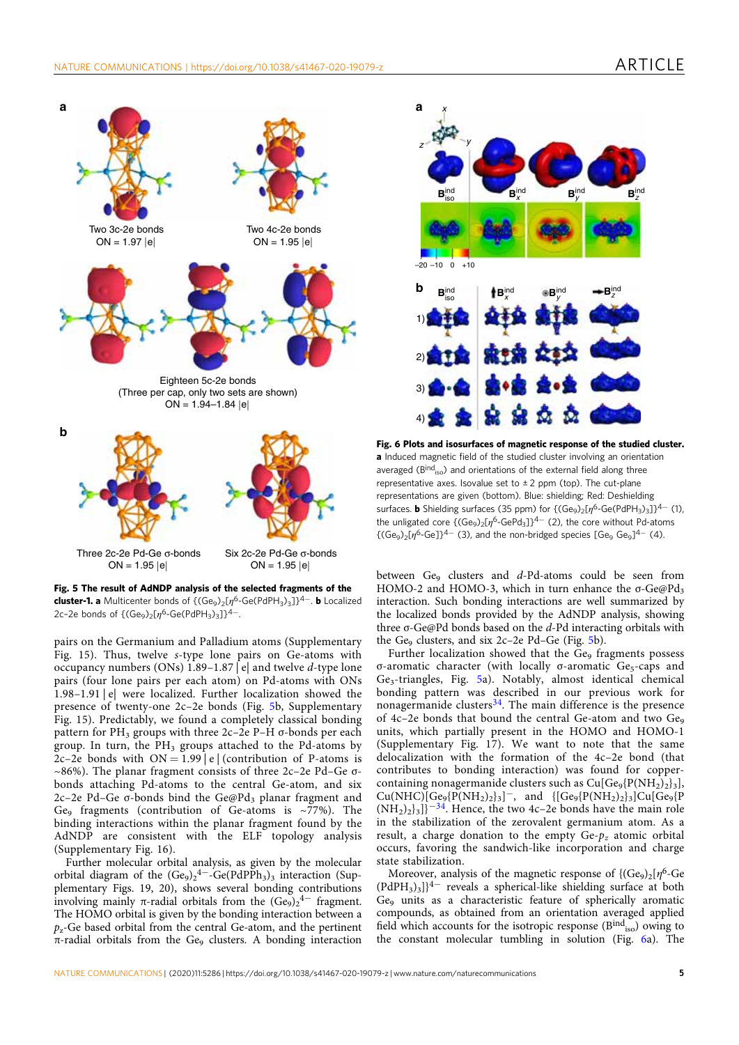Two 3c-2e bonds
ON = 1.97 |e|

Two 4c-2e bonds
ON = 1.95 |e|

Eighteen 5c-2e bonds
(Three per cap, only two sets are shown)
ON = 1.94–1.84 |e|

Three 2c-2e Pd-Ge σ-bonds
ON = 1.95 |e|

Six 2c-2e Pd-Ge σ-bonds
ON = 1.95 |e|

**Fig. 5 The result of AdNDP analysis of the selected fragments of the cluster-1. a** Multicenter bonds of $\{(Ge_9)_2[\eta^6\text{-}Ge(PdPH_3)_3]\}^{4-}$. **b** Localized 2c-2e bonds of $\{(Ge_9)_2[\eta^6\text{-}Ge(PdPH_3)_3]\}^{4-}$.

pairs on the Germanium and Palladium atoms (Supplementary Fig. 15). Thus, twelve *s*-type lone pairs on Ge-atoms with occupancy numbers (ONs) 1.89–1.87 |e| and twelve *d*-type lone pairs (four lone pairs per each atom) on Pd-atoms with ONs 1.98–1.91 |e| were localized. Further localization showed the presence of twenty-one 2c–2e bonds (Fig. 5b, Supplementary Fig. 15). Predictably, we found a completely classical bonding pattern for $PH_3$ groups with three 2c–2e P–H σ-bonds per each group. In turn, the $PH_3$ groups attached to the Pd-atoms by 2c–2e bonds with ON = 1.99 |e| (contribution of P-atoms is ~86%). The planar fragment consists of three 2c–2e Pd–Ge σ-bonds attaching Pd-atoms to the central Ge-atom, and six 2c–2e Pd–Ge σ-bonds bind the Ge@$Pd_3$ planar fragment and $Ge_9$ fragments (contribution of Ge-atoms is ~77%). The binding interactions within the planar fragment found by the AdNDP are consistent with the ELF topology analysis (Supplementary Fig. 16).

Further molecular orbital analysis, as given by the molecular orbital diagram of the $(Ge_9)_2{}^{4-}$-Ge$(PdPPh_3)_3$ interaction (Supplementary Figs. 19, 20), shows several bonding contributions involving mainly π-radial orbitals from the $(Ge_9)_2{}^{4-}$ fragment. The HOMO orbital is given by the bonding interaction between a $p_z$-Ge based orbital from the central Ge-atom, and the pertinent π-radial orbitals from the $Ge_9$ clusters. A bonding interaction between $Ge_9$ clusters and *d*-Pd-atoms could be seen from HOMO-2 and HOMO-3, which in turn enhance the σ-Ge@$Pd_3$ interaction. Such bonding interactions are well summarized by the localized bonds provided by the AdNDP analysis, showing three σ-Ge@Pd bonds based on the *d*-Pd interacting orbitals with the $Ge_9$ clusters, and six 2c–2e Pd–Ge (Fig. 5b).

Further localization showed that the $Ge_9$ fragments possess σ-aromatic character (with locally σ-aromatic $Ge_5$-caps and $Ge_3$-triangles, Fig. 5a). Notably, almost identical chemical bonding pattern was described in our previous work for nonagermanide clusters[34]. The main difference is the presence of 4c–2e bonds that bound the central Ge-atom and two $Ge_9$ units, which partially present in the HOMO and HOMO-1 (Supplementary Fig. 17). We want to note that the same delocalization with the formation of the 4c–2e bond (that contributes to bonding interaction) was found for copper-containing nonagermanide clusters such as Cu$[Ge_9\{P(NH_2)_2\}_3]$, Cu(NHC)$[Ge_9\{P(NH_2)_2\}_3]^-$, and $\{[Ge_9\{P(NH_2)_2\}_3]Cu[Ge_9\{P(NH_2)_2\}_3]\}^-$[34]. Hence, the two 4c–2e bonds have the main role in the stabilization of the zerovalent germanium atom. As a result, a charge donation to the empty Ge-$p_z$ atomic orbital occurs, favoring the sandwich-like incorporation and charge state stabilization.

Moreover, analysis of the magnetic response of $\{(Ge_9)_2[\eta^6\text{-}Ge(PdPH_3)_3]\}^{4-}$ reveals a spherical-like shielding surface at both $Ge_9$ units as a characteristic feature of spherically aromatic compounds, as obtained from an orientation averaged applied field which accounts for the isotropic response ($B^{ind}_{iso}$) owing to the constant molecular tumbling in solution (Fig. 6a). The

$B^{ind}_{iso}$ $B^{ind}_x$ $B^{ind}_y$ $B^{ind}_z$

−20 −10 0 +10

**Fig. 6 Plots and isosurfaces of magnetic response of the studied cluster. a** Induced magnetic field of the studied cluster involving an orientation averaged ($B^{ind}_{iso}$) and orientations of the external field along three representative axes. Isovalue set to ± 2 ppm (top). The cut-plane representations are given (bottom). Blue: shielding; Red: Deshielding surfaces. **b** Shielding surfaces (35 ppm) for $\{(Ge_9)_2[\eta^6\text{-}Ge(PdPH_3)_3]\}^{4-}$ (1), the unligated core $\{(Ge_9)_2[\eta^6\text{-}GePd_3]\}^{4-}$ (2), the core without Pd-atoms $\{(Ge_9)_2[\eta^6\text{-}Ge]\}^{4-}$ (3), and the non-bridged species $[Ge_9\ Ge_9]^{4-}$ (4).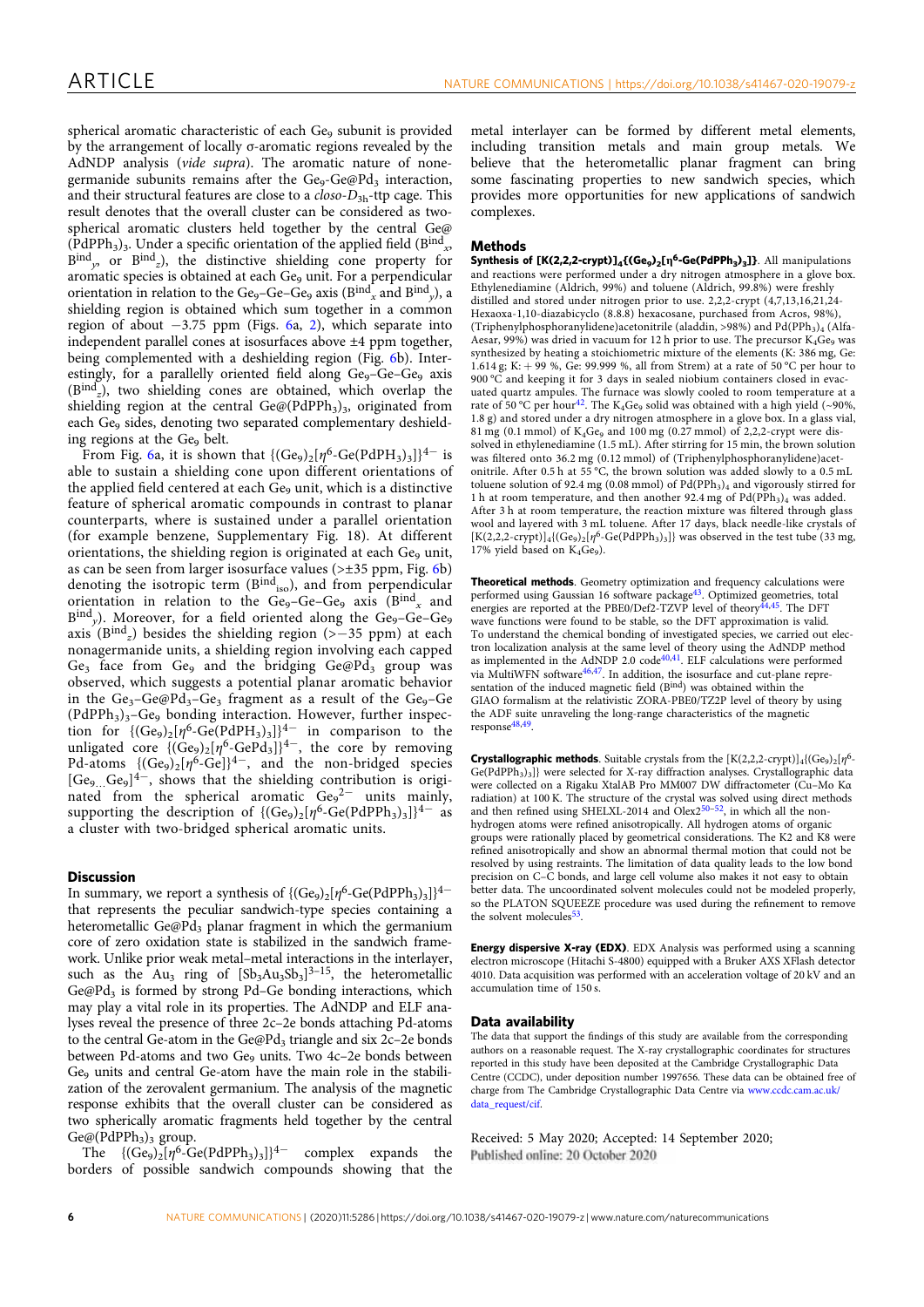spherical aromatic characteristic of each $Ge_9$ subunit is provided by the arrangement of locally σ-aromatic regions revealed by the AdNDP analysis (*vide supra*). The aromatic nature of nonegermanide subunits remains after the $Ge_9$-Ge@$Pd_3$ interaction, and their structural features are close to a *closo*-$D_{3h}$-ttp cage. This result denotes that the overall cluster can be considered as two-spherical aromatic clusters held together by the central Ge@$(PdPPh_3)_3$. Under a specific orientation of the applied field ($B^{ind}_x$, $B^{ind}_y$, or $B^{ind}_z$), the distinctive shielding cone property for aromatic species is obtained at each $Ge_9$ unit. For a perpendicular orientation in relation to the $Ge_9$–Ge–$Ge_9$ axis ($B^{ind}_x$ and $B^{ind}_y$), a shielding region is obtained which sum together in a common region of about −3.75 ppm (Figs. 6a, 2), which separate into independent parallel cones at isosurfaces above ±4 ppm together, being complemented with a deshielding region (Fig. 6b). Interestingly, for a parallelly oriented field along $Ge_9$–Ge–$Ge_9$ axis ($B^{ind}_z$), two shielding cones are obtained, which overlap the shielding region at the central Ge@$(PdPPh_3)_3$, originated from each $Ge_9$ sides, denoting two separated complementary deshielding regions at the $Ge_9$ belt.

From Fig. 6a, it is shown that $\{(Ge_9)_2[\eta^6\text{-}Ge(PdPH_3)_3]\}^{4-}$ is able to sustain a shielding cone upon different orientations of the applied field centered at each $Ge_9$ unit, which is a distinctive feature of spherical aromatic compounds in contrast to planar counterparts, where is sustained under a parallel orientation (for example benzene, Supplementary Fig. 18). At different orientations, the shielding region is originated at each $Ge_9$ unit, as can be seen from larger isosurface values (>±35 ppm, Fig. 6b) denoting the isotropic term ($B^{ind}_{iso}$), and from perpendicular orientation in relation to the $Ge_9$–Ge–$Ge_9$ axis ($B^{ind}_x$ and $B^{ind}_y$). Moreover, for a field oriented along the $Ge_9$–Ge–$Ge_9$ axis ($B^{ind}_z$) besides the shielding region (>−35 ppm) at each nonagermanide units, a shielding region involving each capped $Ge_3$ face from $Ge_9$ and the bridging Ge@$Pd_3$ group was observed, which suggests a potential planar aromatic behavior in the $Ge_3$–Ge@$Pd_3$–$Ge_3$ fragment as a result of the $Ge_9$–Ge$(PdPPh_3)_3$–$Ge_9$ bonding interaction. However, further inspection for $\{(Ge_9)_2[\eta^6\text{-}Ge(PdPH_3)_3]\}^{4-}$ in comparison to the unligated core $\{(Ge_9)_2[\eta^6\text{-}GePd_3]\}^{4-}$, the core by removing Pd-atoms $\{(Ge_9)_2[\eta^6\text{-}Ge]\}^{4-}$, and the non-bridged species $[Ge_9...Ge_9]^{4-}$, shows that the shielding contribution is originated from the spherical aromatic $Ge_9^{2-}$ units mainly, supporting the description of $\{(Ge_9)_2[\eta^6\text{-}Ge(PdPPh_3)_3]\}^{4-}$ as a cluster with two-bridged spherical aromatic units.

## Discussion

In summary, we report a synthesis of $\{(Ge_9)_2[\eta^6\text{-}Ge(PdPPh_3)_3]\}^{4-}$ that represents the peculiar sandwich-type species containing a heterometallic Ge@$Pd_3$ planar fragment in which the germanium core of zero oxidation state is stabilized in the sandwich framework. Unlike prior weak metal–metal interactions in the interlayer, such as the $Au_3$ ring of $[Sb_3Au_3Sb_3]^{3-}$[15], the heterometallic Ge@$Pd_3$ is formed by strong Pd–Ge bonding interactions, which may play a vital role in its properties. The AdNDP and ELF analyses reveal the presence of three 2c–2e bonds attaching Pd-atoms to the central Ge-atom in the Ge@$Pd_3$ triangle and six 2c–2e bonds between Pd-atoms and two $Ge_9$ units. Two 4c–2e bonds between $Ge_9$ units and central Ge-atom have the main role in the stabilization of the zerovalent germanium. The analysis of the magnetic response exhibits that the overall cluster can be considered as two spherically aromatic fragments held together by the central Ge@$(PdPPh_3)_3$ group.

The $\{(Ge_9)_2[\eta^6\text{-}Ge(PdPPh_3)_3]\}^{4-}$ complex expands the borders of possible sandwich compounds showing that the metal interlayer can be formed by different metal elements, including transition metals and main group metals. We believe that the heterometallic planar fragment can bring some fascinating properties to new sandwich species, which provides more opportunities for new applications of sandwich complexes.

## Methods

**Synthesis of [K(2,2,2-crypt)]$_4${(Ge$_9$)$_2$[η$^6$-Ge(PdPPh$_3$)$_3$]}**. All manipulations and reactions were performed under a dry nitrogen atmosphere in a glove box. Ethylenediamine (Aldrich, 99%) and toluene (Aldrich, 99.8%) were freshly distilled and stored under nitrogen prior to use. 2,2,2-crypt (4,7,13,16,21,24-Hexaoxa-1,10-diazabicyclo (8.8.8) hexacosane, purchased from Acros, 98%), (Triphenylphosphoranylidene)acetonitrile (aladdin, >98%) and $Pd(PPh_3)_4$ (Alfa-Aesar, 99%) was dried in vacuum for 12 h prior to use. The precursor $K_4Ge_9$ was synthesized by heating a stoichiometric mixture of the elements (K: 386 mg, Ge: 1.614 g; K: + 99 %, Ge: 99.999 %, all from Strem) at a rate of 50 °C per hour to 900 °C and keeping it for 3 days in sealed niobium containers closed in evacuated quartz ampules. The furnace was slowly cooled to room temperature at a rate of 50 °C per hour[42]. The $K_4Ge_9$ solid was obtained with a high yield (~90%, 1.8 g) and stored under a dry nitrogen atmosphere in a glove box. In a glass vial, 81 mg (0.1 mmol) of $K_4Ge_9$ and 100 mg (0.27 mmol) of 2,2,2-crypt were dissolved in ethylenediamine (1.5 mL). After stirring for 15 min, the brown solution was filtered onto 36.2 mg (0.12 mmol) of (Triphenylphosphoranylidene)acetonitrile. After 0.5 h at 55 °C, the brown solution was added slowly to a 0.5 mL toluene solution of 92.4 mg (0.08 mmol) of $Pd(PPh_3)_4$ and vigorously stirred for 1 h at room temperature, and then another 92.4 mg of $Pd(PPh_3)_4$ was added. After 3 h at room temperature, the reaction mixture was filtered through glass wool and layered with 3 mL toluene. After 17 days, black needle-like crystals of $[K(2,2,2\text{-crypt})]_4\{(Ge_9)_2[\eta^6\text{-}Ge(PdPPh_3)_3]\}$ was observed in the test tube (33 mg, 17% yield based on $K_4Ge_9$).

**Theoretical methods**. Geometry optimization and frequency calculations were performed using Gaussian 16 software package[43]. Optimized geometries, total energies are reported at the PBE0/Def2-TZVP level of theory[44,45]. The DFT wave functions were found to be stable, so the DFT approximation is valid. To understand the chemical bonding of investigated species, we carried out electron localization analysis at the same level of theory using the AdNDP method as implemented in the AdNDP 2.0 code[40,41]. ELF calculations were performed via MultiWFN software[46,47]. In addition, the isosurface and cut-plane representation of the induced magnetic field ($B^{ind}$) was obtained within the GIAO formalism at the relativistic ZORA-PBE0/TZ2P level of theory by using the ADF suite unraveling the long-range characteristics of the magnetic response[48,49].

**Crystallographic methods**. Suitable crystals from the $[K(2,2,2\text{-crypt})]_4\{(Ge_9)_2[\eta^6\text{-}Ge(PdPPh_3)_3]\}$ were selected for X-ray diffraction analyses. Crystallographic data were collected on a Rigaku XtalAB Pro MM007 DW diffractometer (Cu–Mo Kα radiation) at 100 K. The structure of the crystal was solved using direct methods and then refined using SHELXL-2014 and Olex2[50–52], in which all the non-hydrogen atoms were refined anisotropically. All hydrogen atoms of organic groups were rationally placed by geometrical considerations. The K2 and K8 were refined anisotropically and show an abnormal thermal motion that could not be resolved by using restraints. The limitation of data quality leads to the low bond precision on C–C bonds, and large cell volume also makes it not easy to obtain better data. The uncoordinated solvent molecules could not be modeled properly, so the PLATON SQUEEZE procedure was used during the refinement to remove the solvent molecules[53].

**Energy dispersive X-ray (EDX)**. EDX Analysis was performed using a scanning electron microscope (Hitachi S-4800) equipped with a Bruker AXS XFlash detector 4010. Data acquisition was performed with an acceleration voltage of 20 kV and an accumulation time of 150 s.

## Data availability

The data that support the findings of this study are available from the corresponding authors on a reasonable request. The X-ray crystallographic coordinates for structures reported in this study have been deposited at the Cambridge Crystallographic Data Centre (CCDC), under deposition number 1997656. These data can be obtained free of charge from The Cambridge Crystallographic Data Centre via www.ccdc.cam.ac.uk/data_request/cif.

Received: 5 May 2020; Accepted: 14 September 2020;
Published online: 20 October 2020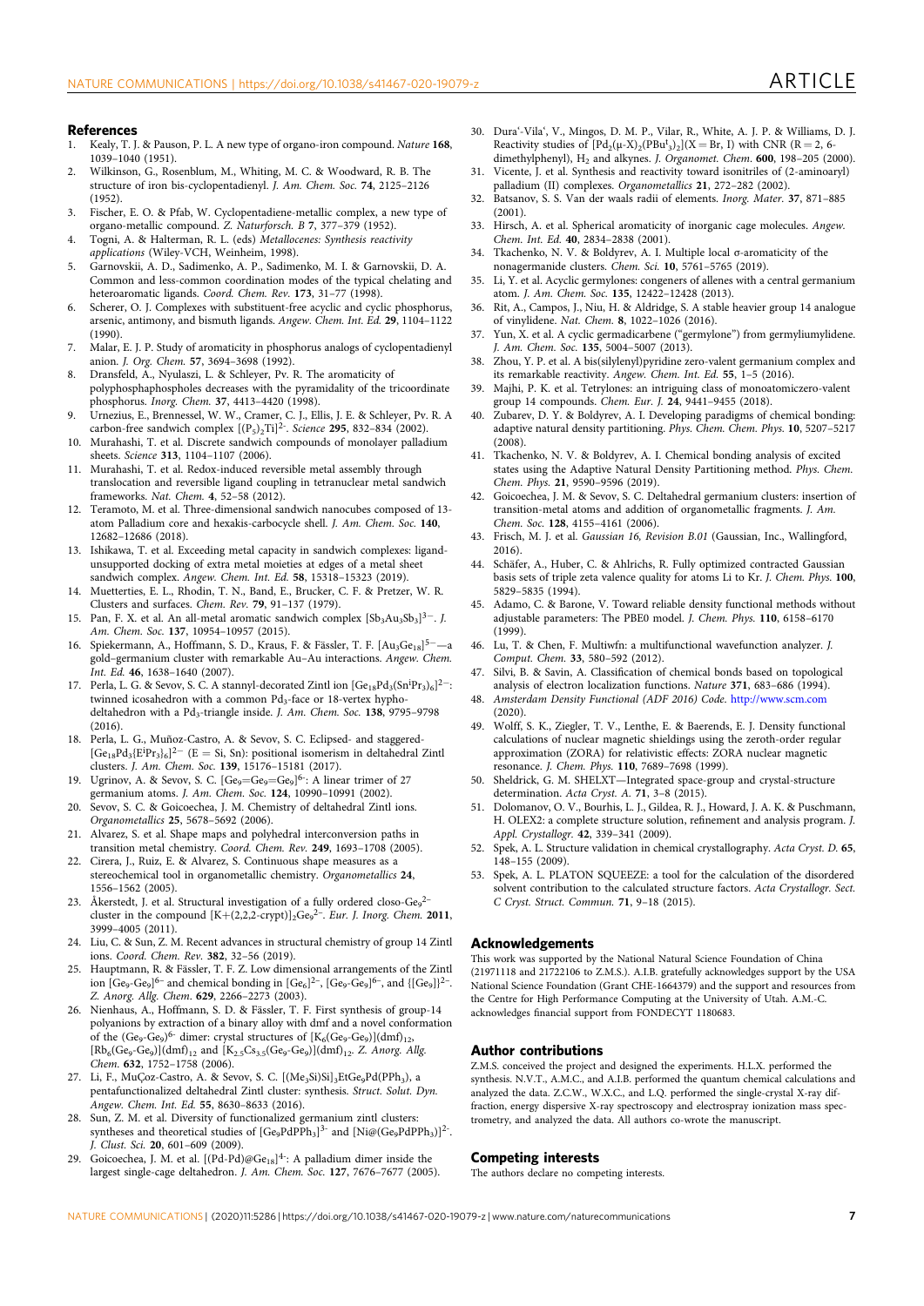## References

1. Kealy, T. J. & Pauson, P. L. A new type of organo-iron compound. *Nature* **168**, 1039–1040 (1951).
2. Wilkinson, G., Rosenblum, M., Whiting, M. C. & Woodward, R. B. The structure of iron bis-cyclopentadienyl. *J. Am. Chem. Soc.* **74**, 2125–2126 (1952).
3. Fischer, E. O. & Pfab, W. Cyclopentadiene-metallic complex, a new type of organo-metallic compound. *Z. Naturforsch. B* **7**, 377–379 (1952).
4. Togni, A. & Halterman, R. L. (eds) *Metallocenes: Synthesis reactivity applications* (Wiley-VCH, Weinheim, 1998).
5. Garnovskii, A. D., Sadimenko, A. P., Sadimenko, M. I. & Garnovskii, D. A. Common and less-common coordination modes of the typical chelating and heteroaromatic ligands. *Coord. Chem. Rev.* **173**, 31–77 (1998).
6. Scherer, O. J. Complexes with substituent-free acyclic and cyclic phosphorus, arsenic, antimony, and bismuth ligands. *Angew. Chem. Int. Ed.* **29**, 1104–1122 (1990).
7. Malar, E. J. P. Study of aromaticity in phosphorus analogs of cyclopentadienyl anion. *J. Org. Chem.* **57**, 3694–3698 (1992).
8. Dransfeld, A., Nyulaszi, L. & Schleyer, Pv. R. The aromaticity of polyphosphaphospholes decreases with the pyramidality of the tricoordinate phosphorus. *Inorg. Chem.* **37**, 4413–4420 (1998).
9. Urnezius, E., Brennessel, W. W., Cramer, C. J., Ellis, J. E. & Schleyer, Pv. R. A carbon-free sandwich complex $[(P_5)_2Ti]^{2-}$. *Science* **295**, 832–834 (2002).
10. Murahashi, T. et al. Discrete sandwich compounds of monolayer palladium sheets. *Science* **313**, 1104–1107 (2006).
11. Murahashi, T. et al. Redox-induced reversible metal assembly through translocation and reversible ligand coupling in tetranuclear metal sandwich frameworks. *Nat. Chem.* **4**, 52–58 (2012).
12. Teramoto, M. et al. Three-dimensional sandwich nanocubes composed of 13-atom Palladium core and hexakis-carbocycle shell. *J. Am. Chem. Soc.* **140**, 12682–12686 (2018).
13. Ishikawa, T. et al. Exceeding metal capacity in sandwich complexes: ligand-unsupported docking of extra metal moieties at edges of a metal sheet sandwich complex. *Angew. Chem. Int. Ed.* **58**, 15318–15323 (2019).
14. Muetterties, E. L., Rhodin, T. N., Band, E., Brucker, C. F. & Pretzer, W. R. Clusters and surfaces. *Chem. Rev.* **79**, 91–137 (1979).
15. Pan, F. X. et al. An all-metal aromatic sandwich complex $[Sb_3Au_3Sb_3]^{3-}$. *J. Am. Chem. Soc.* **137**, 10954–10957 (2015).
16. Spiekermann, A., Hoffmann, S. D., Kraus, F. & Fässler, T. F. $[Au_3Ge_{18}]^{5-}$—a gold–germanium cluster with remarkable Au–Au interactions. *Angew. Chem. Int. Ed.* **46**, 1638–1640 (2007).
17. Perla, L. G. & Sevov, S. C. A stannyl-decorated Zintl ion $[Ge_{18}Pd_3(Sn^iPr_3)_6]^{2-}$: twinned icosahedron with a common $Pd_3$-face or 18-vertex hypho-deltahedron with a $Pd_3$-triangle inside. *J. Am. Chem. Soc.* **138**, 9795–9798 (2016).
18. Perla, L. G., Muñoz-Castro, A. & Sevov, S. C. Eclipsed- and staggered-$[Ge_{18}Pd_3\{E^iPr_3\}_6]^{2-}$ (E = Si, Sn): positional isomerism in deltahedral Zintl clusters. *J. Am. Chem. Soc.* **139**, 15176–15181 (2017).
19. Ugrinov, A. & Sevov, S. C. $[Ge_9{=}Ge_9{=}Ge_9]^{6-}$: A linear trimer of 27 germanium atoms. *J. Am. Chem. Soc.* **124**, 10990–10991 (2002).
20. Sevov, S. C. & Goicoechea, J. M. Chemistry of deltahedral Zintl ions. *Organometallics* **25**, 5678–5692 (2006).
21. Alvarez, S. et al. Shape maps and polyhedral interconversion paths in transition metal chemistry. *Coord. Chem. Rev.* **249**, 1693–1708 (2005).
22. Cirera, J., Ruiz, E. & Alvarez, S. Continuous shape measures as a stereochemical tool in organometallic chemistry. *Organometallics* **24**, 1556–1562 (2005).
23. Åkerstedt, J. et al. Structural investigation of a fully ordered closo-$Ge_9^{2-}$ cluster in the compound $[K(2,2,2\text{-crypt})]_2Ge_9^{2-}$. *Eur. J. Inorg. Chem.* **2011**, 3999–4005 (2011).
24. Liu, C. & Sun, Z. M. Recent advances in structural chemistry of group 14 Zintl ions. *Coord. Chem. Rev.* **382**, 32–56 (2019).
25. Hauptmann, R. & Fässler, T. F. Z. Low dimensional arrangements of the Zintl ion $[Ge_9\text{-}Ge_9]^{6-}$ and chemical bonding in $[Ge_6]^{2-}$, $[Ge_9\text{-}Ge_9]^{6-}$, and $\{[Ge_9]\}^{2-}$. *Z. Anorg. Allg. Chem.* **629**, 2266–2273 (2003).
26. Nienhaus, A., Hoffmann, S. D. & Fässler, T. F. First synthesis of group-14 polyanions by extraction of a binary alloy with dmf and a novel conformation of the $(Ge_9\text{-}Ge_9)^{6-}$ dimer: crystal structures of $[K_6(Ge_9\text{-}Ge_9)](dmf)_{12}$, $[Rb_6(Ge_9\text{-}Ge_9)](dmf)_{12}$ and $[K_{2.5}Cs_{3.5}(Ge_9\text{-}Ge_9)](dmf)_{12}$. *Z. Anorg. Allg. Chem.* **632**, 1752–1758 (2006).
27. Li, F., MuÇoz-Castro, A. & Sevov, S. C. $[(Me_3Si)Si]_3EtGe_9Pd(PPh_3)$, a pentafunctionalized deltahedral Zintl cluster: synthesis. *Struct. Solut. Dyn. Angew. Chem. Int. Ed.* **55**, 8630–8633 (2016).
28. Sun, Z. M. et al. Diversity of functionalized germanium zintl clusters: syntheses and theoretical studies of $[Ge_9PdPPh_3]^{3-}$ and $[Ni@(Ge_9PdPPh_3)]^{2-}$. *J. Clust. Sci.* **20**, 601–609 (2009).
29. Goicoechea, J. M. et al. $[(Pd\text{-}Pd)@Ge_{18}]^{4-}$: A palladium dimer inside the largest single-cage deltahedron. *J. Am. Chem. Soc.* **127**, 7676–7677 (2005).
30. Dura'-Vila', V., Mingos, D. M. P., Vilar, R., White, A. J. P. & Williams, D. J. Reactivity studies of $[Pd_2(\mu\text{-}X)_2(PBu^t_3)_2](X = Br, I)$ with CNR (R = 2, 6-dimethylphenyl), $H_2$ and alkynes. *J. Organomet. Chem.* **600**, 198–205 (2000).
31. Vicente, J. et al. Synthesis and reactivity toward isonitriles of (2-aminoaryl) palladium (II) complexes. *Organometallics* **21**, 272–282 (2002).
32. Batsanov, S. S. Van der waals radii of elements. *Inorg. Mater.* **37**, 871–885 (2001).
33. Hirsch, A. et al. Spherical aromaticity of inorganic cage molecules. *Angew. Chem. Int. Ed.* **40**, 2834–2838 (2001).
34. Tkachenko, N. V. & Boldyrev, A. I. Multiple local σ-aromaticity of the nonagermanide clusters. *Chem. Sci.* **10**, 5761–5765 (2019).
35. Li, Y. et al. Acyclic germylones: congeners of allenes with a central germanium atom. *J. Am. Chem. Soc.* **135**, 12422–12428 (2013).
36. Rit, A., Campos, J., Niu, H. & Aldridge, S. A stable heavier group 14 analogue of vinylidene. *Nat. Chem.* **8**, 1022–1026 (2016).
37. Yun, X. et al. A cyclic germadicarbene ("germylone") from germyliumylidene. *J. Am. Chem. Soc.* **135**, 5004–5007 (2013).
38. Zhou, Y. P. et al. A bis(silylenyl)pyridine zero-valent germanium complex and its remarkable reactivity. *Angew. Chem. Int. Ed.* **55**, 1–5 (2016).
39. Majhi, P. K. et al. Tetrylones: an intriguing class of monoatomiczero-valent group 14 compounds. *Chem. Eur. J.* **24**, 9441–9455 (2018).
40. Zubarev, D. Y. & Boldyrev, A. I. Developing paradigms of chemical bonding: adaptive natural density partitioning. *Phys. Chem. Chem. Phys.* **10**, 5207–5217 (2008).
41. Tkachenko, N. V. & Boldyrev, A. I. Chemical bonding analysis of excited states using the Adaptive Natural Density Partitioning Method. *Phys. Chem. Chem. Phys.* **21**, 9590–9596 (2019).
42. Goicoechea, J. M. & Sevov, S. C. Deltahedral germanium clusters: insertion of transition-metal atoms and addition of organometallic fragments. *J. Am. Chem. Soc.* **128**, 4155–4161 (2006).
43. Frisch, M. J. et al. *Gaussian 16, Revision B.01* (Gaussian, Inc., Wallingford, 2016).
44. Schäfer, A., Huber, C. & Ahlrichs, R. Fully optimized contracted Gaussian basis sets of triple zeta valence quality for atoms Li to Kr. *J. Chem. Phys.* **100**, 5829–5835 (1994).
45. Adamo, C. & Barone, V. Toward reliable density functional methods without adjustable parameters: The PBE0 model. *J. Chem. Phys.* **110**, 6158–6170 (1999).
46. Lu, T. & Chen, F. Multiwfn: a multifunctional wavefunction analyzer. *J. Comput. Chem.* **33**, 580–592 (2012).
47. Silvi, B. & Savin, A. Classification of chemical bonds based on topological analysis of electron localization functions. *Nature* **371**, 683–686 (1994).
48. *Amsterdam Density Functional (ADF 2016) Code*. http://www.scm.com (2020).
49. Wolff, S. K., Ziegler, T. V., Lenthe, E. & Baerends, E. J. Density functional calculations of nuclear magnetic shieldings using the zeroth-order regular approximation (ZORA) for relativistic effects: ZORA nuclear magnetic resonance. *J. Chem. Phys.* **110**, 7689–7698 (1999).
50. Sheldrick, G. M. SHELXT—Integrated space-group and crystal-structure determination. *Acta Cryst. A.* **71**, 3–8 (2015).
51. Dolomanov, O. V., Bourhis, L. J., Gildea, R. J., Howard, J. A. K. & Puschmann, H. OLEX2: a complete structure solution, refinement and analysis program. *J. Appl. Crystallogr.* **42**, 339–341 (2009).
52. Spek, A. L. Structure validation in chemical crystallography. *Acta Cryst. D.* **65**, 148–155 (2009).
53. Spek, A. L. PLATON SQUEEZE: a tool for the calculation of the disordered solvent contribution to the calculated structure factors. *Acta Crystallogr. Sect. C Cryst. Struct. Commun.* **71**, 9–18 (2015).

## Acknowledgements

This work was supported by the National Natural Science Foundation of China (21971118 and 21722106 to Z.M.S.). A.I.B. gratefully acknowledges support by the USA National Science Foundation (Grant CHE-1664379) and the support and resources from the Centre for High Performance Computing at the University of Utah. A.M.-C. acknowledges financial support from FONDECYT 1180683.

## Author contributions

Z.M.S. conceived the project and designed the experiments. H.L.X. performed the synthesis. N.V.T., A.M.C., and A.I.B. performed the quantum chemical calculations and analyzed the data. Z.C.W., W.X.C., and L.Q. performed the single-crystal X-ray diffraction, energy dispersive X-ray spectroscopy and electrospray ionization mass spectrometry, and analyzed the data. All authors co-wrote the manuscript.

## Competing interests

The authors declare no competing interests.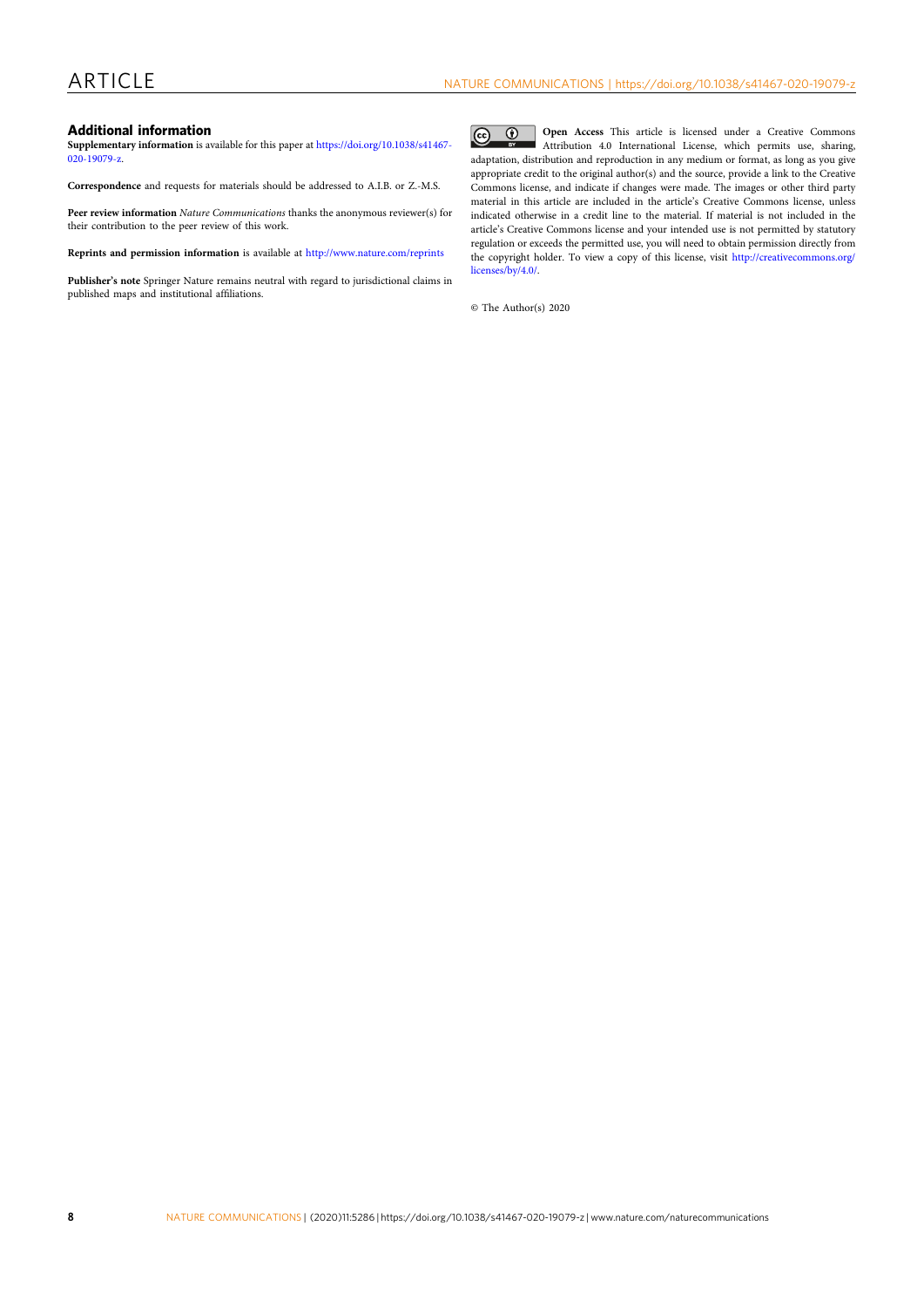## Additional information

**Supplementary information** is available for this paper at https://doi.org/10.1038/s41467-020-19079-z.

**Correspondence** and requests for materials should be addressed to A.I.B. or Z.-M.S.

**Peer review information** *Nature Communications* thanks the anonymous reviewer(s) for their contribution to the peer review of this work.

**Reprints and permission information** is available at http://www.nature.com/reprints

**Publisher's note** Springer Nature remains neutral with regard to jurisdictional claims in published maps and institutional affiliations.

**Open Access** This article is licensed under a Creative Commons Attribution 4.0 International License, which permits use, sharing, adaptation, distribution and reproduction in any medium or format, as long as you give appropriate credit to the original author(s) and the source, provide a link to the Creative Commons license, and indicate if changes were made. The images or other third party material in this article are included in the article's Creative Commons license, unless indicated otherwise in a credit line to the material. If material is not included in the article's Creative Commons license and your intended use is not permitted by statutory regulation or exceeds the permitted use, you will need to obtain permission directly from the copyright holder. To view a copy of this license, visit http://creativecommons.org/licenses/by/4.0/.

© The Author(s) 2020